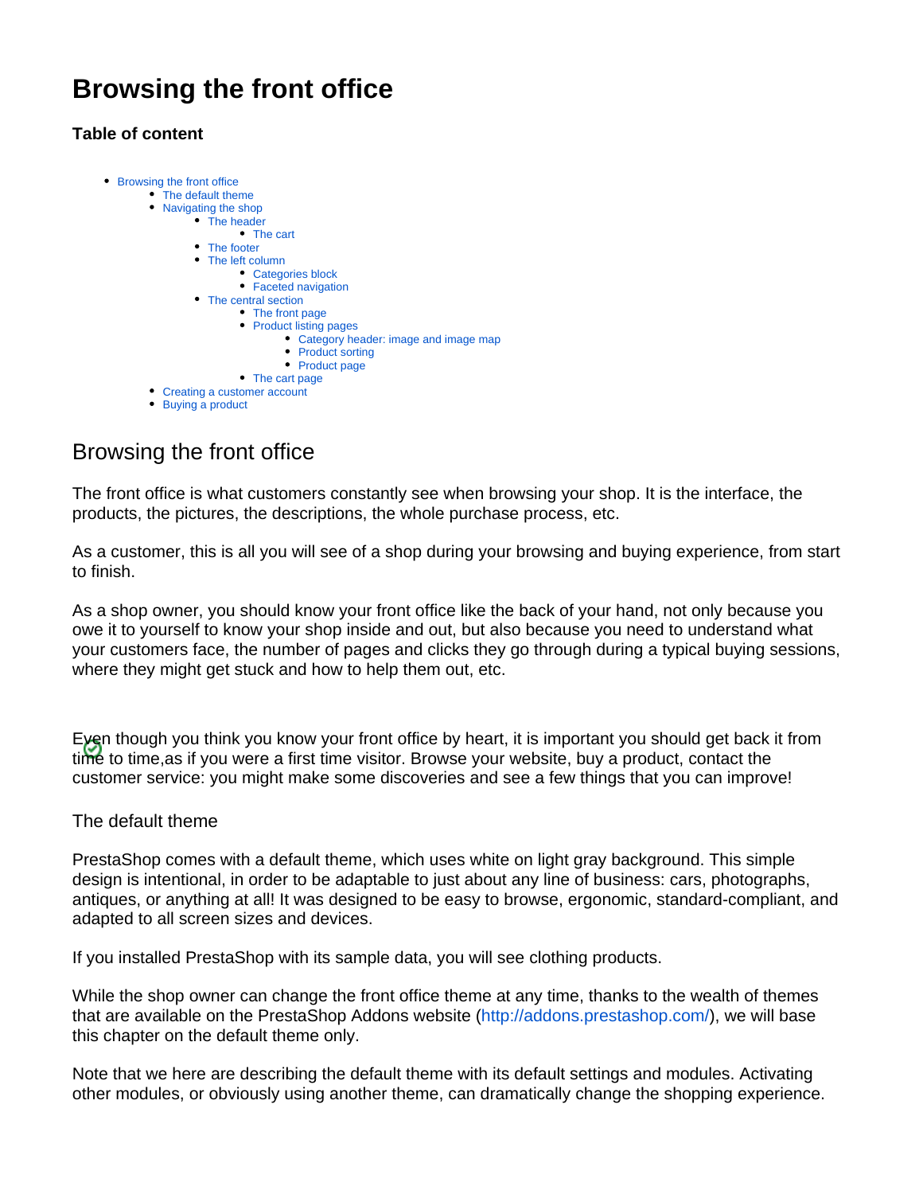# Browsing the front office

### Table of content

- Browsing the front office
  - The default theme
  - Navigating the shop
    - The header
      - The cart
    - The footer
    - The left column
      - Categories block
      - Faceted navigation
    - The central section
      - The front page
      - Product listing pages
        - Category header: image and image map
        - Product sorting
        - Product page
      - The cart page
  - Creating a customer account
  - Buying a product

## Browsing the front office

The front office is what customers constantly see when browsing your shop. It is the interface, the products, the pictures, the descriptions, the whole purchase process, etc.

As a customer, this is all you will see of a shop during your browsing and buying experience, from start to finish.

As a shop owner, you should know your front office like the back of your hand, not only because you owe it to yourself to know your shop inside and out, but also because you need to understand what your customers face, the number of pages and clicks they go through during a typical buying sessions, where they might get stuck and how to help them out, etc.

Even though you think you know your front office by heart, it is important you should get back it from time to time,as if you were a first time visitor. Browse your website, buy a product, contact the customer service: you might make some discoveries and see a few things that you can improve!

### The default theme

PrestaShop comes with a default theme, which uses white on light gray background. This simple design is intentional, in order to be adaptable to just about any line of business: cars, photographs, antiques, or anything at all! It was designed to be easy to browse, ergonomic, standard-compliant, and adapted to all screen sizes and devices.

If you installed PrestaShop with its sample data, you will see clothing products.

While the shop owner can change the front office theme at any time, thanks to the wealth of themes that are available on the PrestaShop Addons website (http://addons.prestashop.com/), we will base this chapter on the default theme only.

Note that we here are describing the default theme with its default settings and modules. Activating other modules, or obviously using another theme, can dramatically change the shopping experience.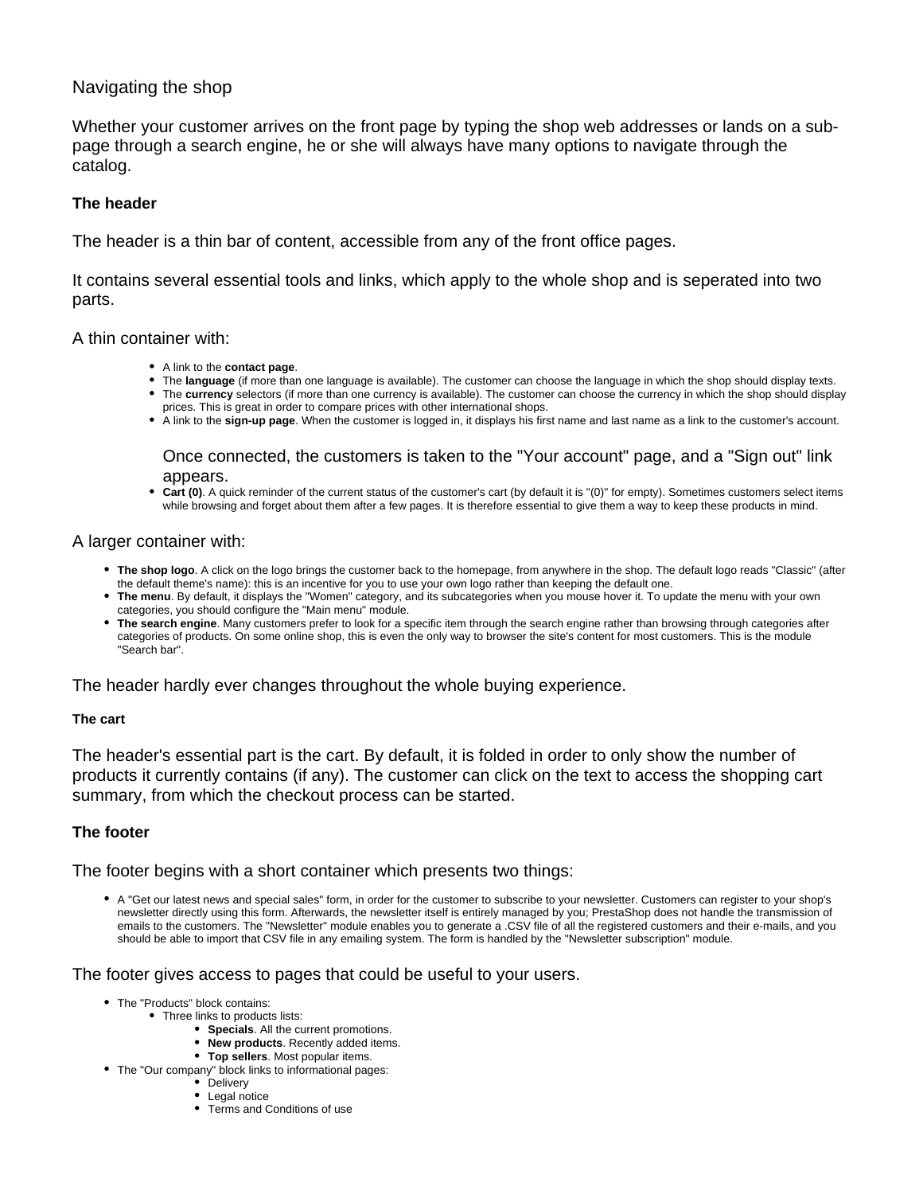Navigating the shop

Whether your customer arrives on the front page by typing the shop web addresses or lands on a sub-page through a search engine, he or she will always have many options to navigate through the catalog.

### The header

The header is a thin bar of content, accessible from any of the front office pages.

It contains several essential tools and links, which apply to the whole shop and is seperated into two parts.

A thin container with:

- A link to the **contact page**.
- The **language** (if more than one language is available). The customer can choose the language in which the shop should display texts.
- The **currency** selectors (if more than one currency is available). The customer can choose the currency in which the shop should display prices. This is great in order to compare prices with other international shops.
- A link to the **sign-up page**. When the customer is logged in, it displays his first name and last name as a link to the customer's account.

  Once connected, the customers is taken to the "Your account" page, and a "Sign out" link appears.
- **Cart (0)**. A quick reminder of the current status of the customer's cart (by default it is "(0)" for empty). Sometimes customers select items while browsing and forget about them after a few pages. It is therefore essential to give them a way to keep these products in mind.

A larger container with:

- **The shop logo**. A click on the logo brings the customer back to the homepage, from anywhere in the shop. The default logo reads "Classic" (after the default theme's name): this is an incentive for you to use your own logo rather than keeping the default one.
- **The menu**. By default, it displays the "Women" category, and its subcategories when you mouse hover it. To update the menu with your own categories, you should configure the "Main menu" module.
- **The search engine**. Many customers prefer to look for a specific item through the search engine rather than browsing through categories after categories of products. On some online shop, this is even the only way to browser the site's content for most customers. This is the module "Search bar".

The header hardly ever changes throughout the whole buying experience.

#### The cart

The header's essential part is the cart. By default, it is folded in order to only show the number of products it currently contains (if any). The customer can click on the text to access the shopping cart summary, from which the checkout process can be started.

### The footer

The footer begins with a short container which presents two things:

- A "Get our latest news and special sales" form, in order for the customer to subscribe to your newsletter. Customers can register to your shop's newsletter directly using this form. Afterwards, the newsletter itself is entirely managed by you; PrestaShop does not handle the transmission of emails to the customers. The "Newsletter" module enables you to generate a .CSV file of all the registered customers and their e-mails, and you should be able to import that CSV file in any emailing system. The form is handled by the "Newsletter subscription" module.

The footer gives access to pages that could be useful to your users.

- The "Products" block contains:
  - Three links to products lists:
    - **Specials**. All the current promotions.
    - **New products**. Recently added items.
    - **Top sellers**. Most popular items.
- The "Our company" block links to informational pages:
    - Delivery
    - Legal notice
    - Terms and Conditions of use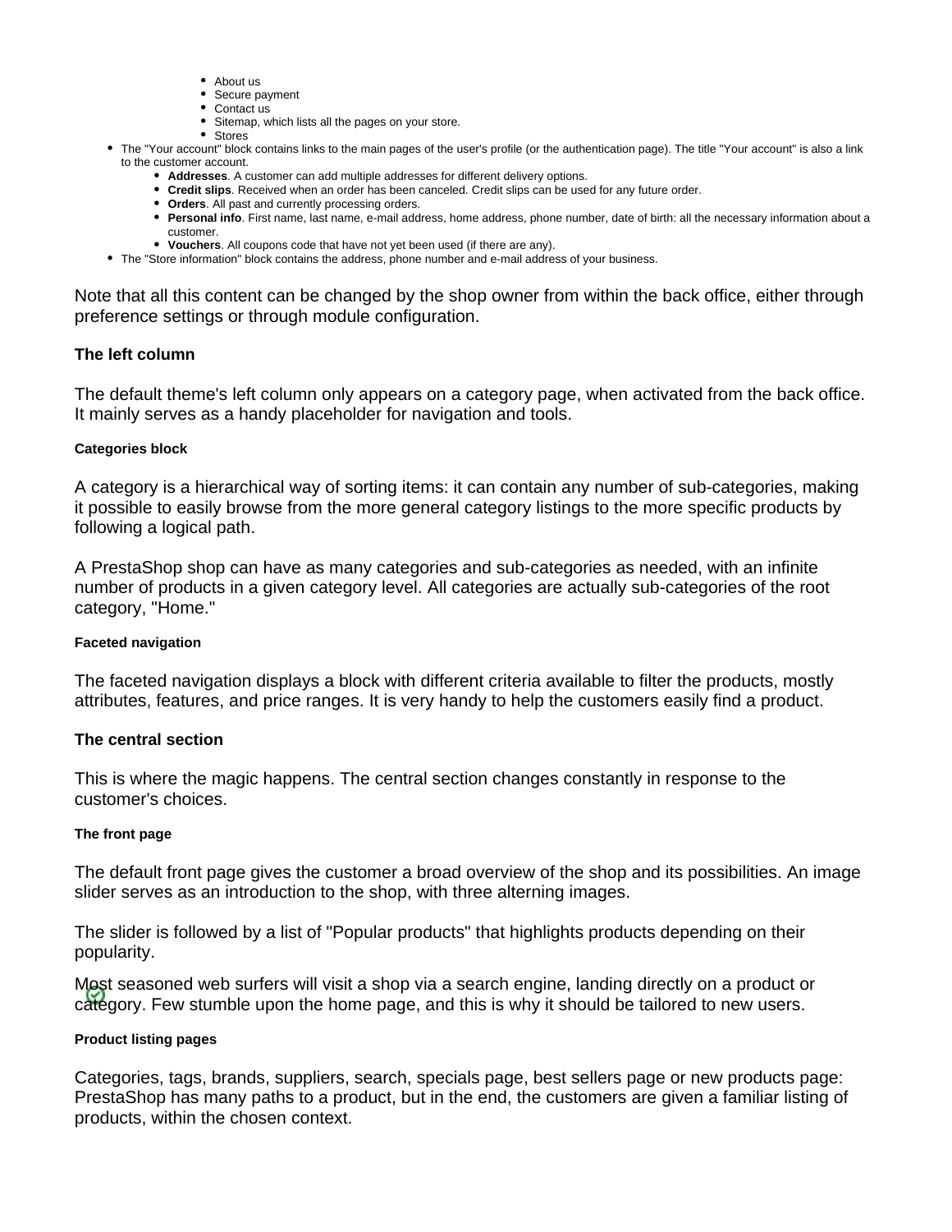- About us
        - Secure payment
        - Contact us
        - Sitemap, which lists all the pages on your store.
        - Stores
- The "Your account" block contains links to the main pages of the user's profile (or the authentication page). The title "Your account" is also a link to the customer account.
    - **Addresses**. A customer can add multiple addresses for different delivery options.
    - **Credit slips**. Received when an order has been canceled. Credit slips can be used for any future order.
    - **Orders**. All past and currently processing orders.
    - **Personal info**. First name, last name, e-mail address, home address, phone number, date of birth: all the necessary information about a customer.
    - **Vouchers**. All coupons code that have not yet been used (if there are any).
- The "Store information" block contains the address, phone number and e-mail address of your business.

Note that all this content can be changed by the shop owner from within the back office, either through preference settings or through module configuration.

### The left column

The default theme's left column only appears on a category page, when activated from the back office. It mainly serves as a handy placeholder for navigation and tools.

#### Categories block

A category is a hierarchical way of sorting items: it can contain any number of sub-categories, making it possible to easily browse from the more general category listings to the more specific products by following a logical path.

A PrestaShop shop can have as many categories and sub-categories as needed, with an infinite number of products in a given category level. All categories are actually sub-categories of the root category, "Home."

#### Faceted navigation

The faceted navigation displays a block with different criteria available to filter the products, mostly attributes, features, and price ranges. It is very handy to help the customers easily find a product.

### The central section

This is where the magic happens. The central section changes constantly in response to the customer's choices.

#### The front page

The default front page gives the customer a broad overview of the shop and its possibilities. An image slider serves as an introduction to the shop, with three alterning images.

The slider is followed by a list of "Popular products" that highlights products depending on their popularity.

Most seasoned web surfers will visit a shop via a search engine, landing directly on a product or category. Few stumble upon the home page, and this is why it should be tailored to new users.

#### Product listing pages

Categories, tags, brands, suppliers, search, specials page, best sellers page or new products page: PrestaShop has many paths to a product, but in the end, the customers are given a familiar listing of products, within the chosen context.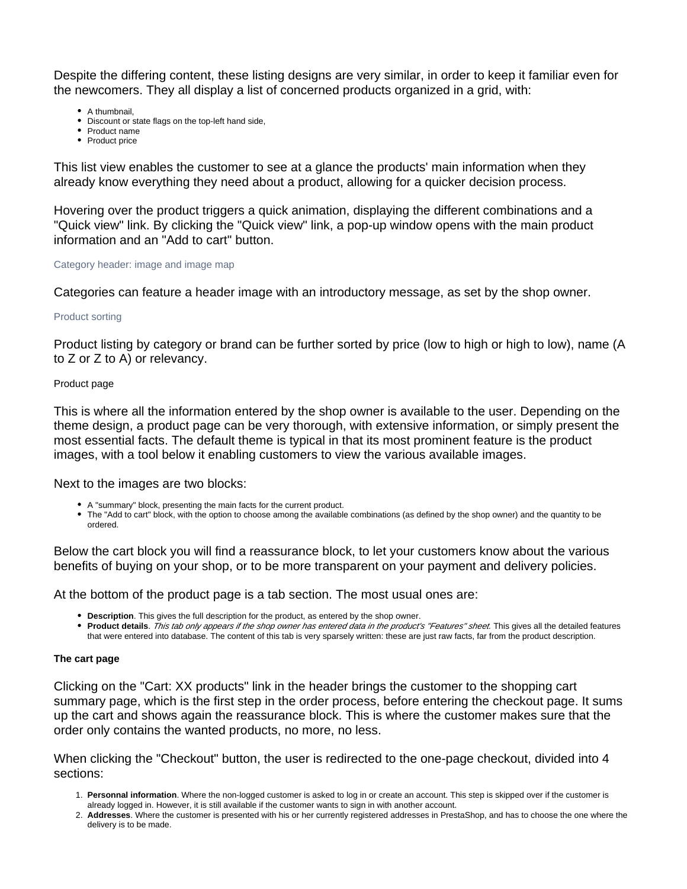Despite the differing content, these listing designs are very similar, in order to keep it familiar even for the newcomers. They all display a list of concerned products organized in a grid, with:

- A thumbnail,
- Discount or state flags on the top-left hand side,
- Product name
- Product price

This list view enables the customer to see at a glance the products' main information when they already know everything they need about a product, allowing for a quicker decision process.

Hovering over the product triggers a quick animation, displaying the different combinations and a "Quick view" link. By clicking the "Quick view" link, a pop-up window opens with the main product information and an "Add to cart" button.

#### Category header: image and image map

Categories can feature a header image with an introductory message, as set by the shop owner.

#### Product sorting

Product listing by category or brand can be further sorted by price (low to high or high to low), name (A to Z or Z to A) or relevancy.

### Product page

This is where all the information entered by the shop owner is available to the user. Depending on the theme design, a product page can be very thorough, with extensive information, or simply present the most essential facts. The default theme is typical in that its most prominent feature is the product images, with a tool below it enabling customers to view the various available images.

Next to the images are two blocks:

- A "summary" block, presenting the main facts for the current product.
- The "Add to cart" block, with the option to choose among the available combinations (as defined by the shop owner) and the quantity to be ordered.

Below the cart block you will find a reassurance block, to let your customers know about the various benefits of buying on your shop, or to be more transparent on your payment and delivery policies.

At the bottom of the product page is a tab section. The most usual ones are:

- **Description**. This gives the full description for the product, as entered by the shop owner.
- **Product details**. *This tab only appears if the shop owner has entered data in the product's "Features" sheet.* This gives all the detailed features that were entered into database. The content of this tab is very sparsely written: these are just raw facts, far from the product description.

### The cart page

Clicking on the "Cart: XX products" link in the header brings the customer to the shopping cart summary page, which is the first step in the order process, before entering the checkout page. It sums up the cart and shows again the reassurance block. This is where the customer makes sure that the order only contains the wanted products, no more, no less.

When clicking the "Checkout" button, the user is redirected to the one-page checkout, divided into 4 sections:

1. **Personnal information**. Where the non-logged customer is asked to log in or create an account. This step is skipped over if the customer is already logged in. However, it is still available if the customer wants to sign in with another account.
2. **Addresses**. Where the customer is presented with his or her currently registered addresses in PrestaShop, and has to choose the one where the delivery is to be made.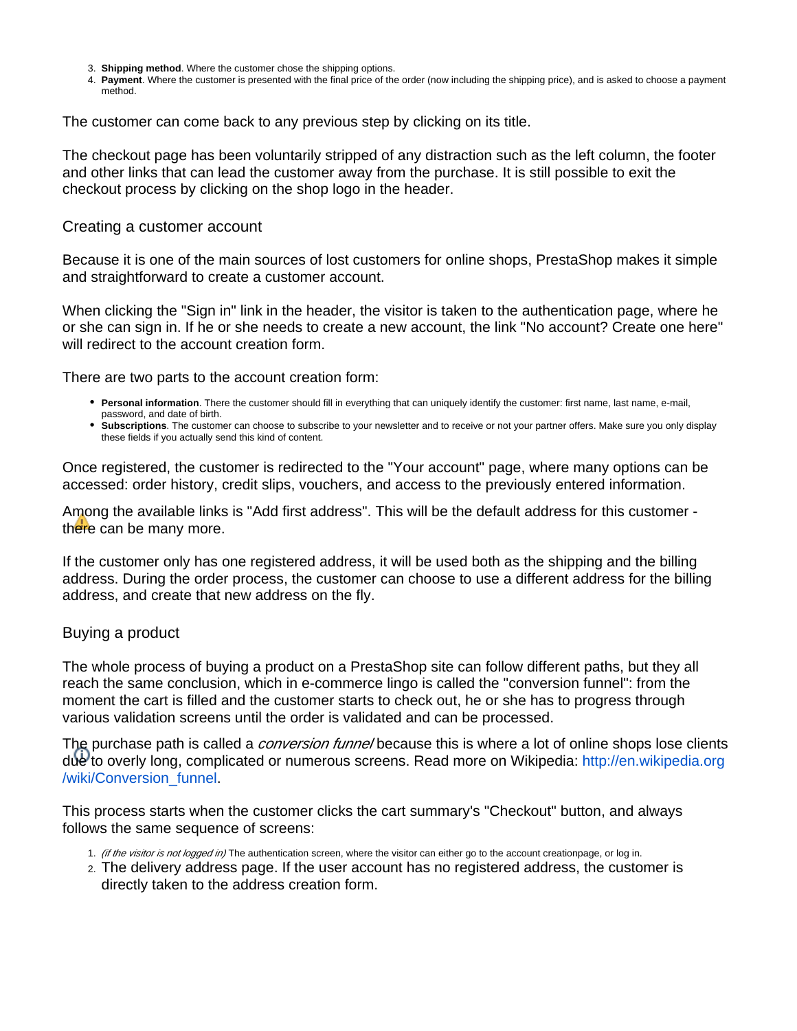3. **Shipping method**. Where the customer chose the shipping options.
4. **Payment**. Where the customer is presented with the final price of the order (now including the shipping price), and is asked to choose a payment method.

The customer can come back to any previous step by clicking on its title.

The checkout page has been voluntarily stripped of any distraction such as the left column, the footer and other links that can lead the customer away from the purchase. It is still possible to exit the checkout process by clicking on the shop logo in the header.

### Creating a customer account

Because it is one of the main sources of lost customers for online shops, PrestaShop makes it simple and straightforward to create a customer account.

When clicking the "Sign in" link in the header, the visitor is taken to the authentication page, where he or she can sign in. If he or she needs to create a new account, the link "No account? Create one here" will redirect to the account creation form.

There are two parts to the account creation form:

- **Personal information**. There the customer should fill in everything that can uniquely identify the customer: first name, last name, e-mail, password, and date of birth.
- **Subscriptions**. The customer can choose to subscribe to your newsletter and to receive or not your partner offers. Make sure you only display these fields if you actually send this kind of content.

Once registered, the customer is redirected to the "Your account" page, where many options can be accessed: order history, credit slips, vouchers, and access to the previously entered information.

Among the available links is "Add first address". This will be the default address for this customer - there can be many more.

If the customer only has one registered address, it will be used both as the shipping and the billing address. During the order process, the customer can choose to use a different address for the billing address, and create that new address on the fly.

### Buying a product

The whole process of buying a product on a PrestaShop site can follow different paths, but they all reach the same conclusion, which in e-commerce lingo is called the "conversion funnel": from the moment the cart is filled and the customer starts to check out, he or she has to progress through various validation screens until the order is validated and can be processed.

The purchase path is called a *conversion funnel* because this is where a lot of online shops lose clients due to overly long, complicated or numerous screens. Read more on Wikipedia: http://en.wikipedia.org/wiki/Conversion_funnel.

This process starts when the customer clicks the cart summary's "Checkout" button, and always follows the same sequence of screens:

1. *(if the visitor is not logged in)* The authentication screen, where the visitor can either go to the account creationpage, or log in.
2. The delivery address page. If the user account has no registered address, the customer is directly taken to the address creation form.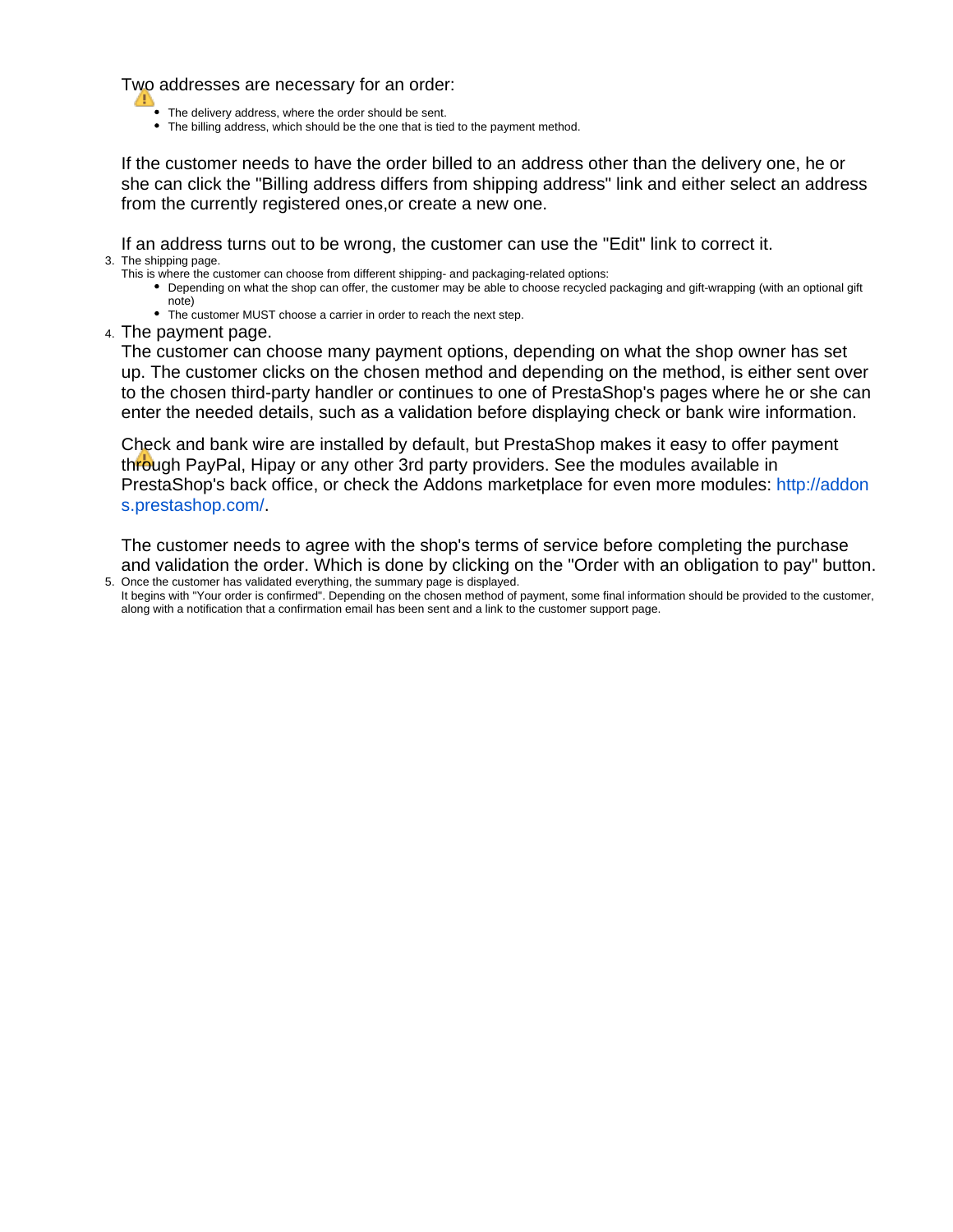Two addresses are necessary for an order:

- The delivery address, where the order should be sent.
- The billing address, which should be the one that is tied to the payment method.

If the customer needs to have the order billed to an address other than the delivery one, he or she can click the "Billing address differs from shipping address" link and either select an address from the currently registered ones,or create a new one.

If an address turns out to be wrong, the customer can use the "Edit" link to correct it.

3. The shipping page.
   This is where the customer can choose from different shipping- and packaging-related options:
   - Depending on what the shop can offer, the customer may be able to choose recycled packaging and gift-wrapping (with an optional gift note)
   - The customer MUST choose a carrier in order to reach the next step.
4. The payment page.
   The customer can choose many payment options, depending on what the shop owner has set up. The customer clicks on the chosen method and depending on the method, is either sent over to the chosen third-party handler or continues to one of PrestaShop's pages where he or she can enter the needed details, such as a validation before displaying check or bank wire information.

   Check and bank wire are installed by default, but PrestaShop makes it easy to offer payment through PayPal, Hipay or any other 3rd party providers. See the modules available in PrestaShop's back office, or check the Addons marketplace for even more modules: http://addons.prestashop.com/.

   The customer needs to agree with the shop's terms of service before completing the purchase and validation the order. Which is done by clicking on the "Order with an obligation to pay" button.
5. Once the customer has validated everything, the summary page is displayed.
   It begins with "Your order is confirmed". Depending on the chosen method of payment, some final information should be provided to the customer, along with a notification that a confirmation email has been sent and a link to the customer support page.